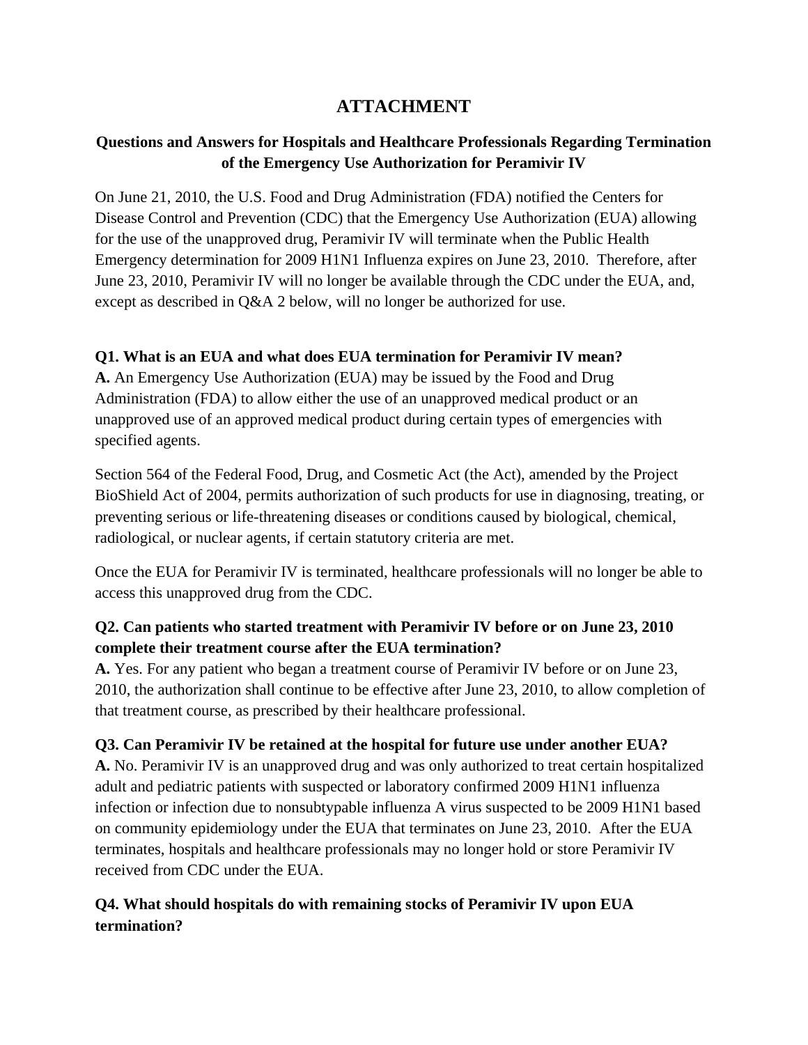# ATTACHMENT

## Questions and Answers for Hospitals and Healthcare Professionals Regarding Termination of the Emergency Use Authorization for Peramivir IV

On June 21, 2010, the U.S. Food and Drug Administration (FDA) notified the Centers for Disease Control and Prevention (CDC) that the Emergency Use Authorization (EUA) allowing for the use of the unapproved drug, Peramivir IV will terminate when the Public Health Emergency determination for 2009 H1N1 Influenza expires on June 23, 2010. Therefore, after June 23, 2010, Peramivir IV will no longer be available through the CDC under the EUA, and, except as described in Q&A 2 below, will no longer be authorized for use.

**Q1. What is an EUA and what does EUA termination for Peramivir IV mean?**
**A.** An Emergency Use Authorization (EUA) may be issued by the Food and Drug Administration (FDA) to allow either the use of an unapproved medical product or an unapproved use of an approved medical product during certain types of emergencies with specified agents.

Section 564 of the Federal Food, Drug, and Cosmetic Act (the Act), amended by the Project BioShield Act of 2004, permits authorization of such products for use in diagnosing, treating, or preventing serious or life-threatening diseases or conditions caused by biological, chemical, radiological, or nuclear agents, if certain statutory criteria are met.

Once the EUA for Peramivir IV is terminated, healthcare professionals will no longer be able to access this unapproved drug from the CDC.

**Q2. Can patients who started treatment with Peramivir IV before or on June 23, 2010 complete their treatment course after the EUA termination?**
**A.** Yes. For any patient who began a treatment course of Peramivir IV before or on June 23, 2010, the authorization shall continue to be effective after June 23, 2010, to allow completion of that treatment course, as prescribed by their healthcare professional.

**Q3. Can Peramivir IV be retained at the hospital for future use under another EUA?**
**A.** No. Peramivir IV is an unapproved drug and was only authorized to treat certain hospitalized adult and pediatric patients with suspected or laboratory confirmed 2009 H1N1 influenza infection or infection due to nonsubtypable influenza A virus suspected to be 2009 H1N1 based on community epidemiology under the EUA that terminates on June 23, 2010. After the EUA terminates, hospitals and healthcare professionals may no longer hold or store Peramivir IV received from CDC under the EUA.

**Q4. What should hospitals do with remaining stocks of Peramivir IV upon EUA termination?**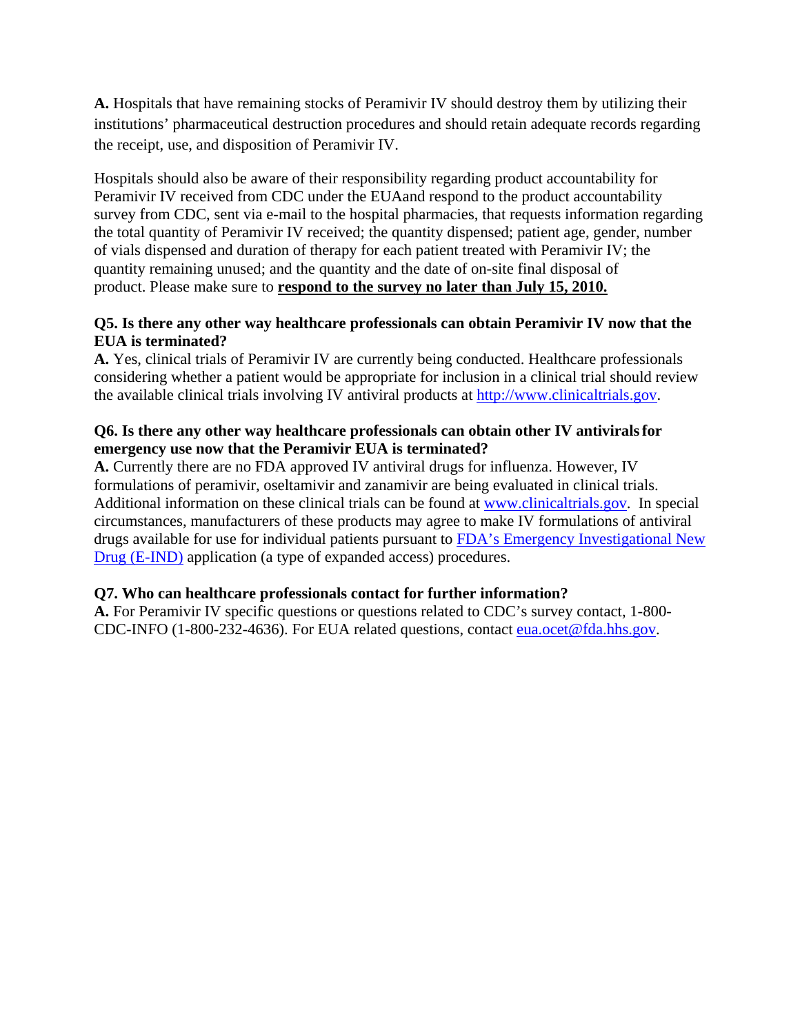**A.** Hospitals that have remaining stocks of Peramivir IV should destroy them by utilizing their institutions' pharmaceutical destruction procedures and should retain adequate records regarding the receipt, use, and disposition of Peramivir IV.

Hospitals should also be aware of their responsibility regarding product accountability for Peramivir IV received from CDC under the EUAand respond to the product accountability survey from CDC, sent via e-mail to the hospital pharmacies, that requests information regarding the total quantity of Peramivir IV received; the quantity dispensed; patient age, gender, number of vials dispensed and duration of therapy for each patient treated with Peramivir IV; the quantity remaining unused; and the quantity and the date of on-site final disposal of product. Please make sure to **respond to the survey no later than July 15, 2010.**

**Q5. Is there any other way healthcare professionals can obtain Peramivir IV now that the EUA is terminated?**

**A.** Yes, clinical trials of Peramivir IV are currently being conducted. Healthcare professionals considering whether a patient would be appropriate for inclusion in a clinical trial should review the available clinical trials involving IV antiviral products at [http://www.clinicaltrials.gov](http://www.clinicaltrials.gov).

**Q6. Is there any other way healthcare professionals can obtain other IV antivirals for emergency use now that the Peramivir EUA is terminated?**

**A.** Currently there are no FDA approved IV antiviral drugs for influenza. However, IV formulations of peramivir, oseltamivir and zanamivir are being evaluated in clinical trials. Additional information on these clinical trials can be found at [www.clinicaltrials.gov](http://www.clinicaltrials.gov). In special circumstances, manufacturers of these products may agree to make IV formulations of antiviral drugs available for use for individual patients pursuant to FDA's Emergency Investigational New Drug (E-IND) application (a type of expanded access) procedures.

**Q7. Who can healthcare professionals contact for further information?**

**A.** For Peramivir IV specific questions or questions related to CDC's survey contact, 1-800-CDC-INFO (1-800-232-4636). For EUA related questions, contact [eua.ocet@fda.hhs.gov](mailto:eua.ocet@fda.hhs.gov).